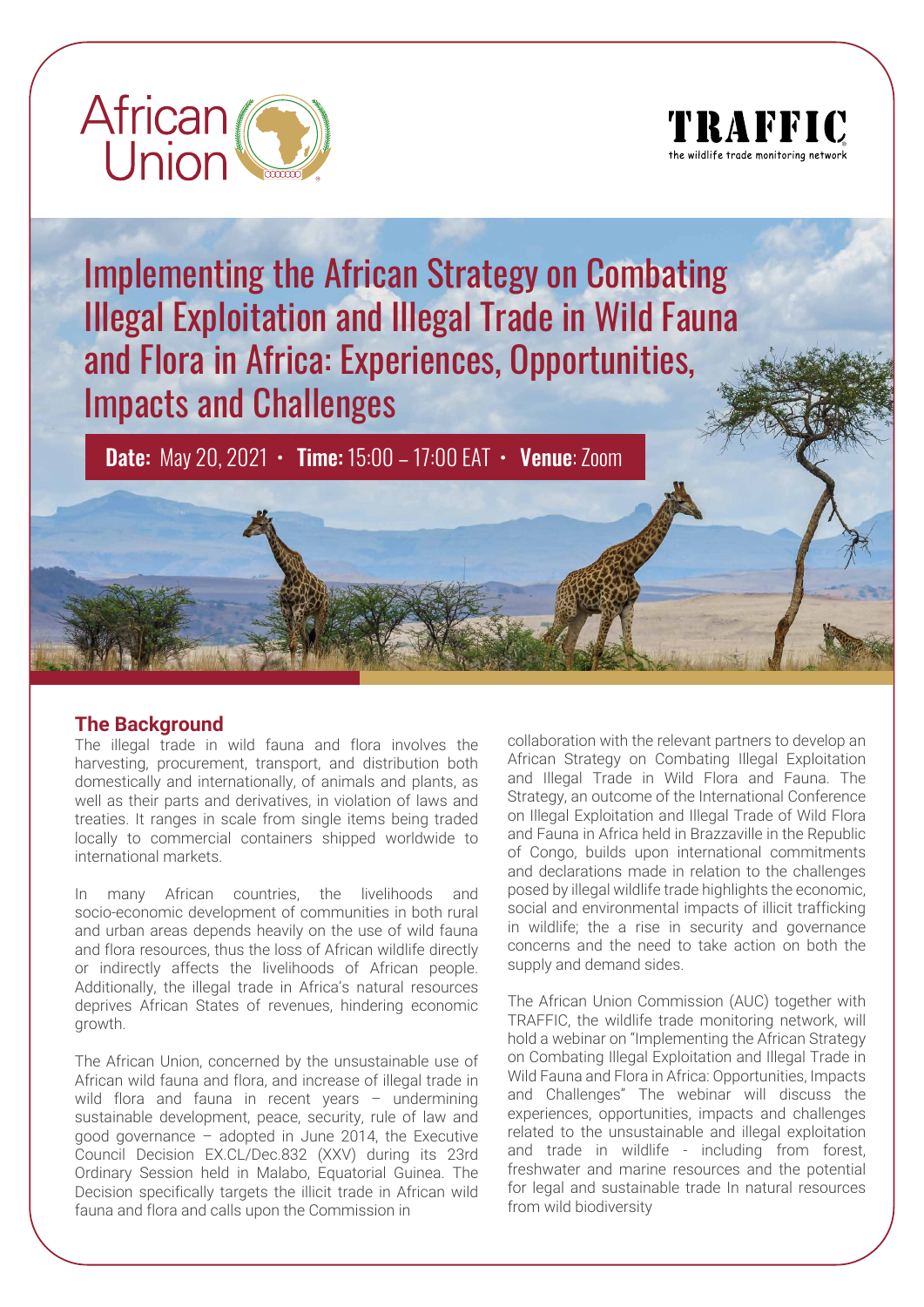African Union

TRAFFIC
the wildlife trade monitoring network

# Implementing the African Strategy on Combating Illegal Exploitation and Illegal Trade in Wild Fauna and Flora in Africa: Experiences, Opportunities, Impacts and Challenges

**Date:** May 20, 2021 • **Time:** 15:00 – 17:00 EAT • **Venue**: Zoom

## The Background

The illegal trade in wild fauna and flora involves the harvesting, procurement, transport, and distribution both domestically and internationally, of animals and plants, as well as their parts and derivatives, in violation of laws and treaties. It ranges in scale from single items being traded locally to commercial containers shipped worldwide to international markets.

In many African countries, the livelihoods and socio-economic development of communities in both rural and urban areas depends heavily on the use of wild fauna and flora resources, thus the loss of African wildlife directly or indirectly affects the livelihoods of African people. Additionally, the illegal trade in Africa's natural resources deprives African States of revenues, hindering economic growth.

The African Union, concerned by the unsustainable use of African wild fauna and flora, and increase of illegal trade in wild flora and fauna in recent years – undermining sustainable development, peace, security, rule of law and good governance – adopted in June 2014, the Executive Council Decision EX.CL/Dec.832 (XXV) during its 23rd Ordinary Session held in Malabo, Equatorial Guinea. The Decision specifically targets the illicit trade in African wild fauna and flora and calls upon the Commission in collaboration with the relevant partners to develop an African Strategy on Combating Illegal Exploitation and Illegal Trade in Wild Flora and Fauna. The Strategy, an outcome of the International Conference on Illegal Exploitation and Illegal Trade of Wild Flora and Fauna in Africa held in Brazzaville in the Republic of Congo, builds upon international commitments and declarations made in relation to the challenges posed by illegal wildlife trade highlights the economic, social and environmental impacts of illicit trafficking in wildlife; the a rise in security and governance concerns and the need to take action on both the supply and demand sides.

The African Union Commission (AUC) together with TRAFFIC, the wildlife trade monitoring network, will hold a webinar on "Implementing the African Strategy on Combating Illegal Exploitation and Illegal Trade in Wild Fauna and Flora in Africa: Opportunities, Impacts and Challenges" The webinar will discuss the experiences, opportunities, impacts and challenges related to the unsustainable and illegal exploitation and trade in wildlife - including from forest, freshwater and marine resources and the potential for legal and sustainable trade In natural resources from wild biodiversity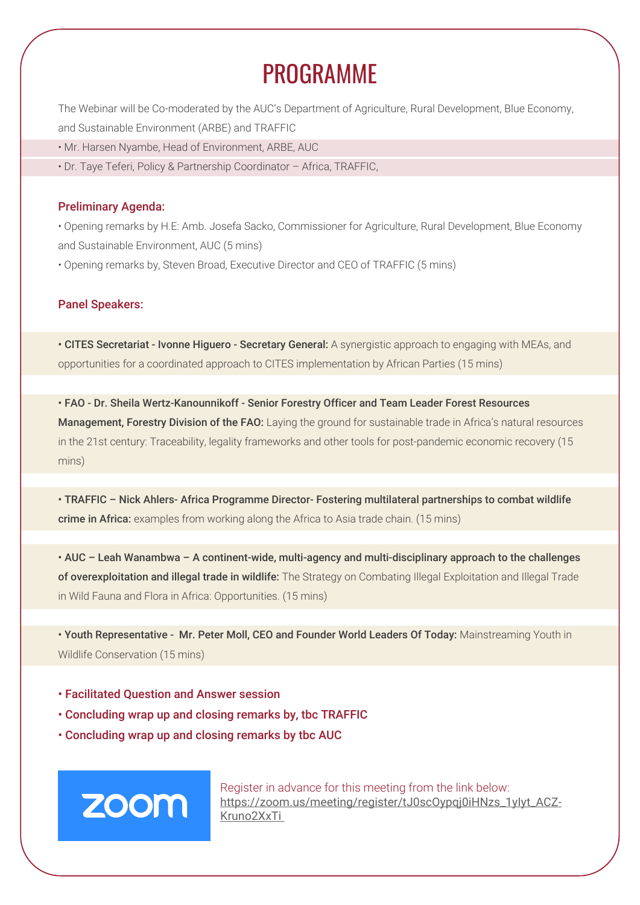# PROGRAMME

The Webinar will be Co-moderated by the AUC's Department of Agriculture, Rural Development, Blue Economy, and Sustainable Environment (ARBE) and TRAFFIC

- Mr. Harsen Nyambe, Head of Environment, ARBE, AUC
- Dr. Taye Teferi, Policy & Partnership Coordinator – Africa, TRAFFIC,

## Preliminary Agenda:

- Opening remarks by H.E: Amb. Josefa Sacko, Commissioner for Agriculture, Rural Development, Blue Economy and Sustainable Environment, AUC (5 mins)
- Opening remarks by, Steven Broad, Executive Director and CEO of TRAFFIC (5 mins)

## Panel Speakers:

- **CITES Secretariat - Ivonne Higuero - Secretary General:** A synergistic approach to engaging with MEAs, and opportunities for a coordinated approach to CITES implementation by African Parties (15 mins)

- **FAO - Dr. Sheila Wertz-Kanounnikoff - Senior Forestry Officer and Team Leader Forest Resources Management, Forestry Division of the FAO:** Laying the ground for sustainable trade in Africa's natural resources in the 21st century: Traceability, legality frameworks and other tools for post-pandemic economic recovery (15 mins)

- **TRAFFIC – Nick Ahlers- Africa Programme Director- Fostering multilateral partnerships to combat wildlife crime in Africa:** examples from working along the Africa to Asia trade chain. (15 mins)

- **AUC – Leah Wanambwa – A continent-wide, multi-agency and multi-disciplinary approach to the challenges of overexploitation and illegal trade in wildlife:** The Strategy on Combating Illegal Exploitation and Illegal Trade in Wild Fauna and Flora in Africa: Opportunities. (15 mins)

- **Youth Representative - Mr. Peter Moll, CEO and Founder World Leaders Of Today:** Mainstreaming Youth in Wildlife Conservation (15 mins)

- **Facilitated Question and Answer session**
- **Concluding wrap up and closing remarks by, tbc TRAFFIC**
- **Concluding wrap up and closing remarks by tbc AUC**

zoom

Register in advance for this meeting from the link below:
https://zoom.us/meeting/register/tJ0scOypqj0iHNzs_1ylyt_ACZ-Kruno2XxTi